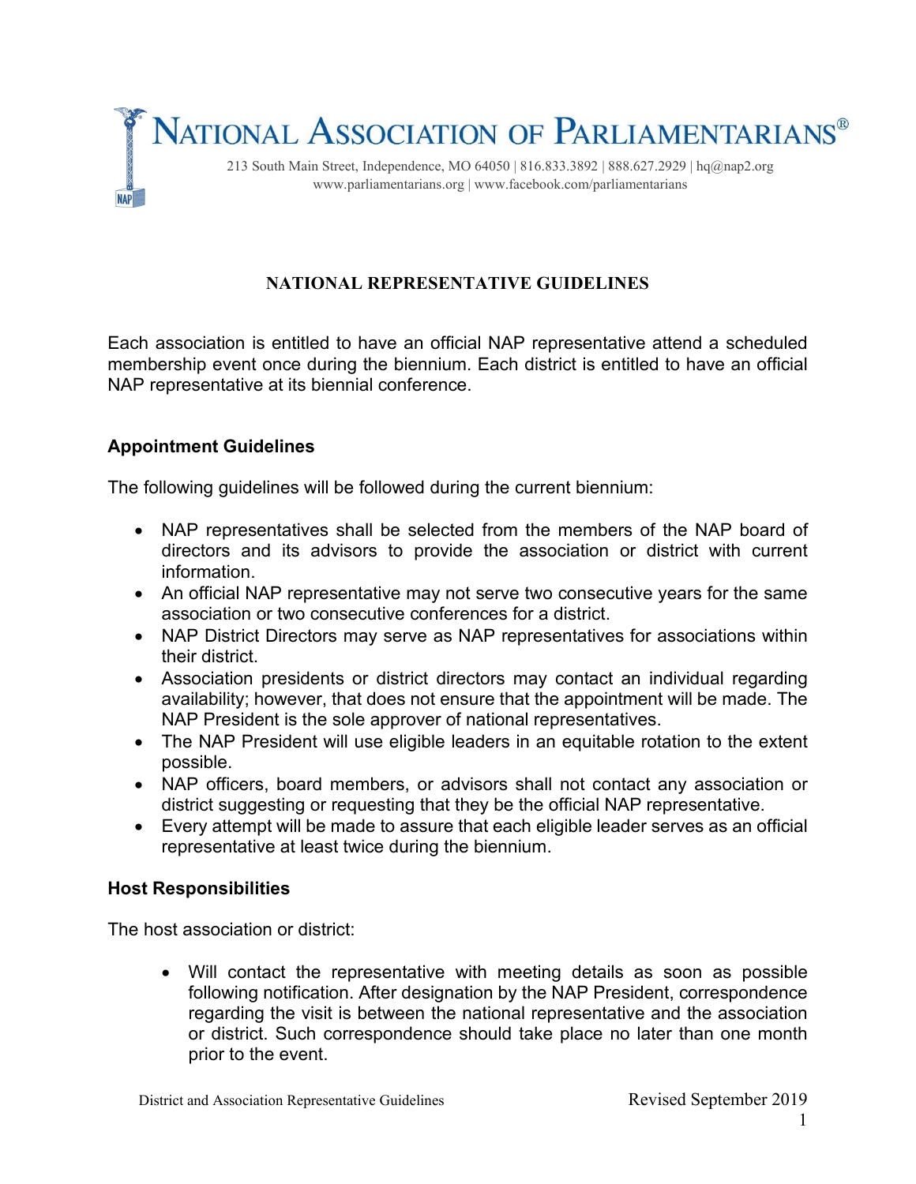# NATIONAL ASSOCIATION OF PARLIAMENTARIANS®

213 South Main Street, Independence, MO 64050 | 816.833.3892 | 888.627.2929 | hq@nap2.org
www.parliamentarians.org | www.facebook.com/parliamentarians

## NATIONAL REPRESENTATIVE GUIDELINES

Each association is entitled to have an official NAP representative attend a scheduled membership event once during the biennium. Each district is entitled to have an official NAP representative at its biennial conference.

### Appointment Guidelines

The following guidelines will be followed during the current biennium:

- NAP representatives shall be selected from the members of the NAP board of directors and its advisors to provide the association or district with current information.
- An official NAP representative may not serve two consecutive years for the same association or two consecutive conferences for a district.
- NAP District Directors may serve as NAP representatives for associations within their district.
- Association presidents or district directors may contact an individual regarding availability; however, that does not ensure that the appointment will be made. The NAP President is the sole approver of national representatives.
- The NAP President will use eligible leaders in an equitable rotation to the extent possible.
- NAP officers, board members, or advisors shall not contact any association or district suggesting or requesting that they be the official NAP representative.
- Every attempt will be made to assure that each eligible leader serves as an official representative at least twice during the biennium.

### Host Responsibilities

The host association or district:

- Will contact the representative with meeting details as soon as possible following notification. After designation by the NAP President, correspondence regarding the visit is between the national representative and the association or district. Such correspondence should take place no later than one month prior to the event.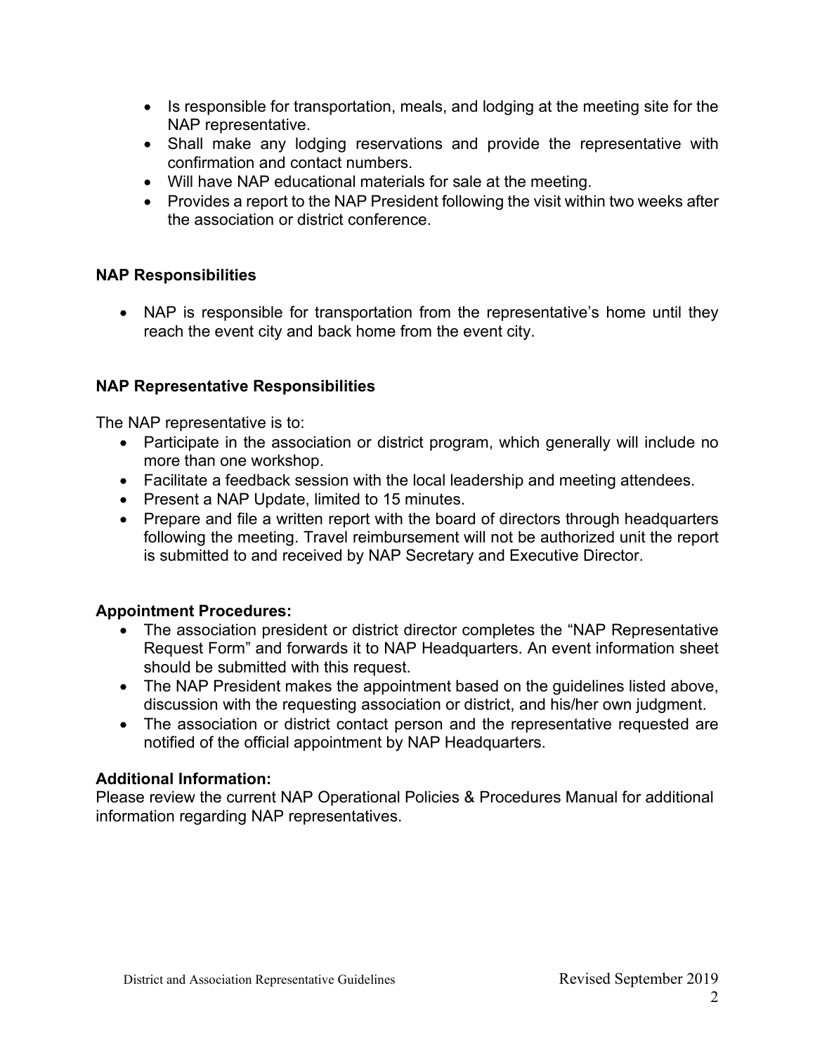- Is responsible for transportation, meals, and lodging at the meeting site for the NAP representative.
- Shall make any lodging reservations and provide the representative with confirmation and contact numbers.
- Will have NAP educational materials for sale at the meeting.
- Provides a report to the NAP President following the visit within two weeks after the association or district conference.

**NAP Responsibilities**

- NAP is responsible for transportation from the representative's home until they reach the event city and back home from the event city.

**NAP Representative Responsibilities**

The NAP representative is to:

- Participate in the association or district program, which generally will include no more than one workshop.
- Facilitate a feedback session with the local leadership and meeting attendees.
- Present a NAP Update, limited to 15 minutes.
- Prepare and file a written report with the board of directors through headquarters following the meeting. Travel reimbursement will not be authorized unit the report is submitted to and received by NAP Secretary and Executive Director.

**Appointment Procedures:**

- The association president or district director completes the "NAP Representative Request Form" and forwards it to NAP Headquarters. An event information sheet should be submitted with this request.
- The NAP President makes the appointment based on the guidelines listed above, discussion with the requesting association or district, and his/her own judgment.
- The association or district contact person and the representative requested are notified of the official appointment by NAP Headquarters.

**Additional Information:**

Please review the current NAP Operational Policies & Procedures Manual for additional information regarding NAP representatives.